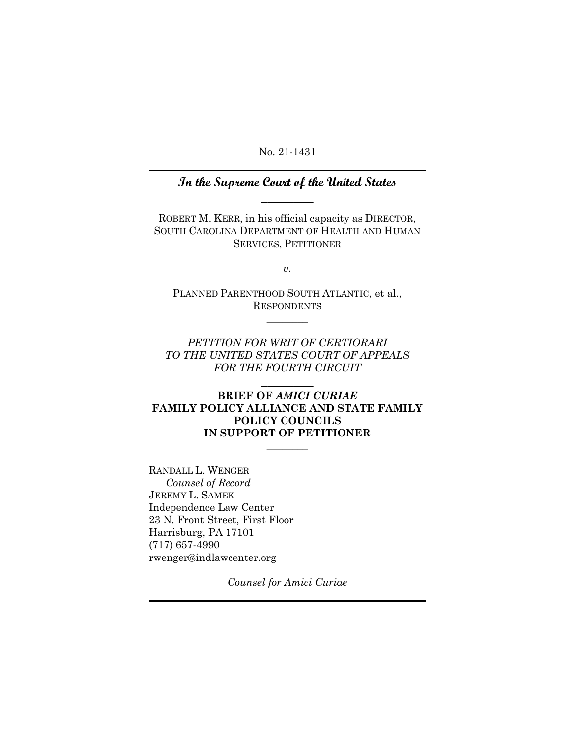No. 21-1431

## *In the Supreme Court of the United States*

---

ROBERT M. KERR, in his official capacity as DIRECTOR, SOUTH CAROLINA DEPARTMENT OF HEALTH AND HUMAN SERVICES, PETITIONER

*v.*

PLANNED PARENTHOOD SOUTH ATLANTIC, et al., RESPONDENTS

---

*PETITION FOR WRIT OF CERTIORARI TO THE UNITED STATES COURT OF APPEALS FOR THE FOURTH CIRCUIT*

---

**BRIEF OF *AMICI CURIAE* FAMILY POLICY ALLIANCE AND STATE FAMILY POLICY COUNCILS IN SUPPORT OF PETITIONER**

---

RANDALL L. WENGER
*Counsel of Record*
JEREMY L. SAMEK
Independence Law Center
23 N. Front Street, First Floor
Harrisburg, PA 17101
(717) 657-4990
rwenger@indlawcenter.org

*Counsel for Amici Curiae*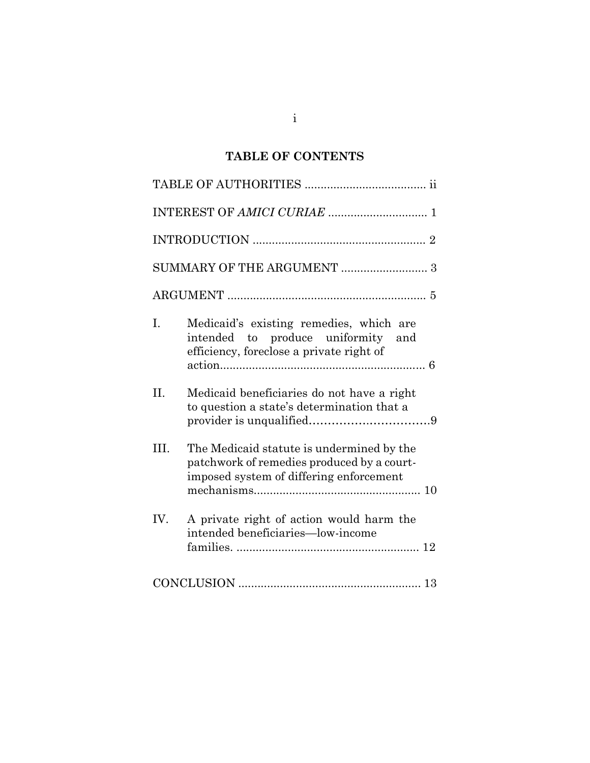## TABLE OF CONTENTS

TABLE OF AUTHORITIES ...................................... ii

INTEREST OF *AMICI CURIAE* ............................... 1

INTRODUCTION ...................................................... 2

SUMMARY OF THE ARGUMENT ........................... 3

ARGUMENT ............................................................. 5

I. Medicaid's existing remedies, which are intended to produce uniformity and efficiency, foreclose a private right of action................................................................ 6

II. Medicaid beneficiaries do not have a right to question a state's determination that a provider is unqualified…………………………9

III. The Medicaid statute is undermined by the patchwork of remedies produced by a court-imposed system of differing enforcement mechanisms.................................................... 10

IV. A private right of action would harm the intended beneficiaries—low-income families. ......................................................... 12

CONCLUSION ......................................................... 13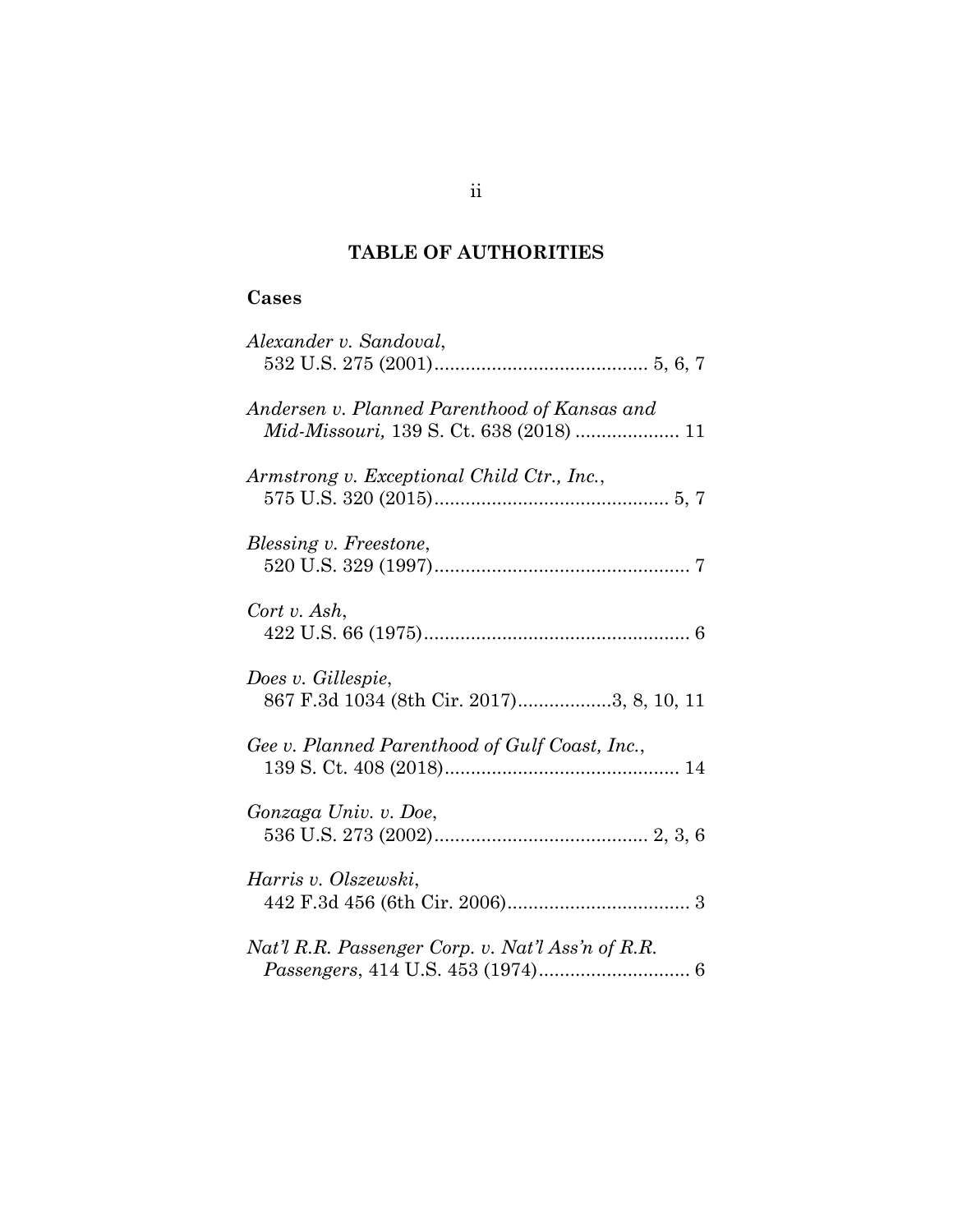## TABLE OF AUTHORITIES

### Cases

*Alexander v. Sandoval*,
532 U.S. 275 (2001)......................................... 5, 6, 7

*Andersen v. Planned Parenthood of Kansas and Mid-Missouri,* 139 S. Ct. 638 (2018) .................... 11

*Armstrong v. Exceptional Child Ctr., Inc.*,
575 U.S. 320 (2015)............................................. 5, 7

*Blessing v. Freestone*,
520 U.S. 329 (1997)................................................. 7

*Cort v. Ash*,
422 U.S. 66 (1975)................................................... 6

*Does v. Gillespie*,
867 F.3d 1034 (8th Cir. 2017)..................3, 8, 10, 11

*Gee v. Planned Parenthood of Gulf Coast, Inc.*,
139 S. Ct. 408 (2018)............................................. 14

*Gonzaga Univ. v. Doe*,
536 U.S. 273 (2002)......................................... 2, 3, 6

*Harris v. Olszewski*,
442 F.3d 456 (6th Cir. 2006)................................... 3

*Nat'l R.R. Passenger Corp. v. Nat'l Ass'n of R.R. Passengers*, 414 U.S. 453 (1974)............................. 6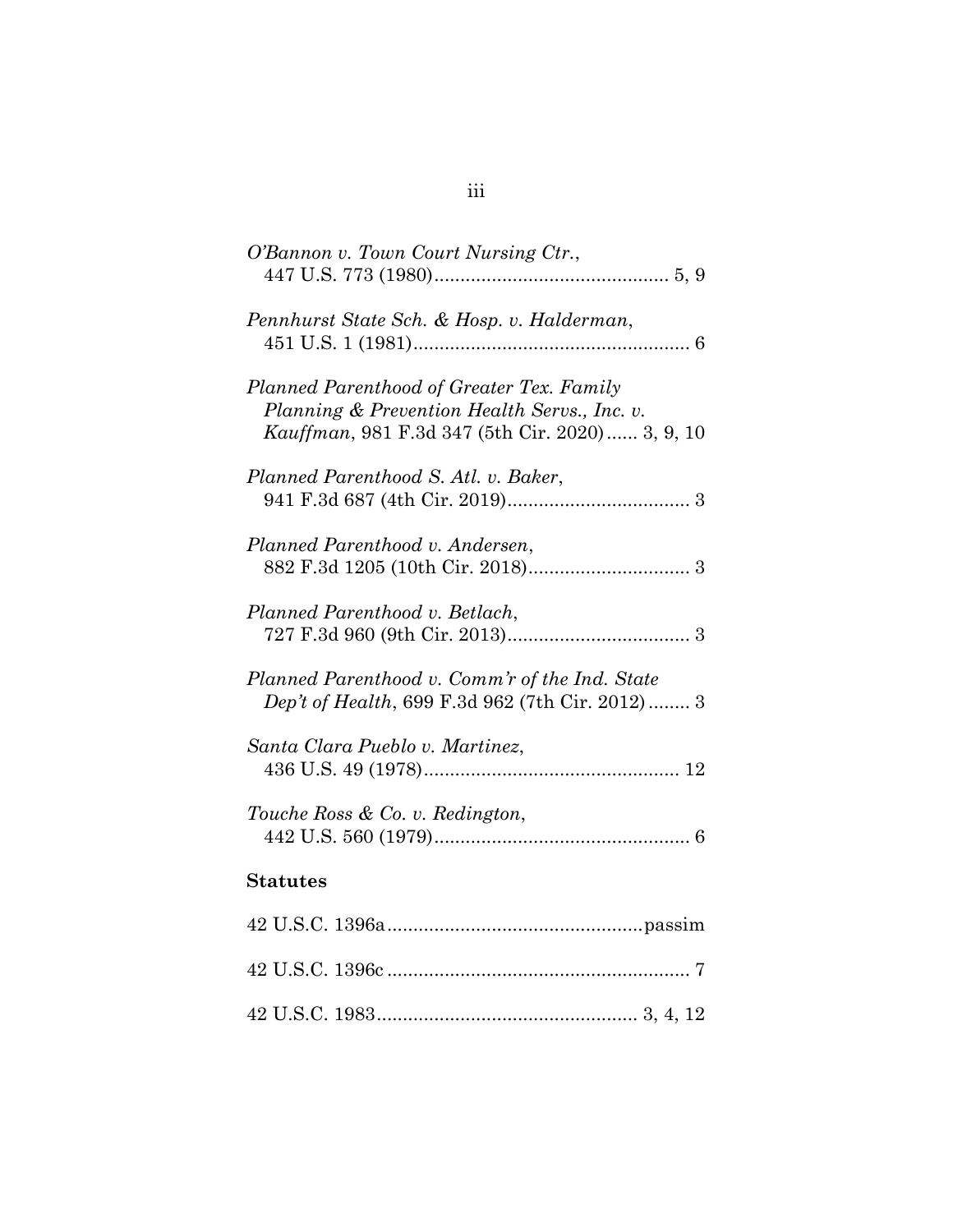*O'Bannon v. Town Court Nursing Ctr.*, 447 U.S. 773 (1980)............................................ 5, 9

*Pennhurst State Sch. & Hosp. v. Halderman*, 451 U.S. 1 (1981).................................................... 6

*Planned Parenthood of Greater Tex. Family Planning & Prevention Health Servs., Inc. v. Kauffman*, 981 F.3d 347 (5th Cir. 2020)...... 3, 9, 10

*Planned Parenthood S. Atl. v. Baker*, 941 F.3d 687 (4th Cir. 2019).................................. 3

*Planned Parenthood v. Andersen*, 882 F.3d 1205 (10th Cir. 2018).............................. 3

*Planned Parenthood v. Betlach*, 727 F.3d 960 (9th Cir. 2013).................................. 3

*Planned Parenthood v. Comm'r of the Ind. State Dep't of Health*, 699 F.3d 962 (7th Cir. 2012)........ 3

*Santa Clara Pueblo v. Martinez*, 436 U.S. 49 (1978)................................................ 12

*Touche Ross & Co. v. Redington*, 442 U.S. 560 (1979)................................................ 6

**Statutes**

42 U.S.C. 1396a................................................passim

42 U.S.C. 1396c......................................................... 7

42 U.S.C. 1983................................................ 3, 4, 12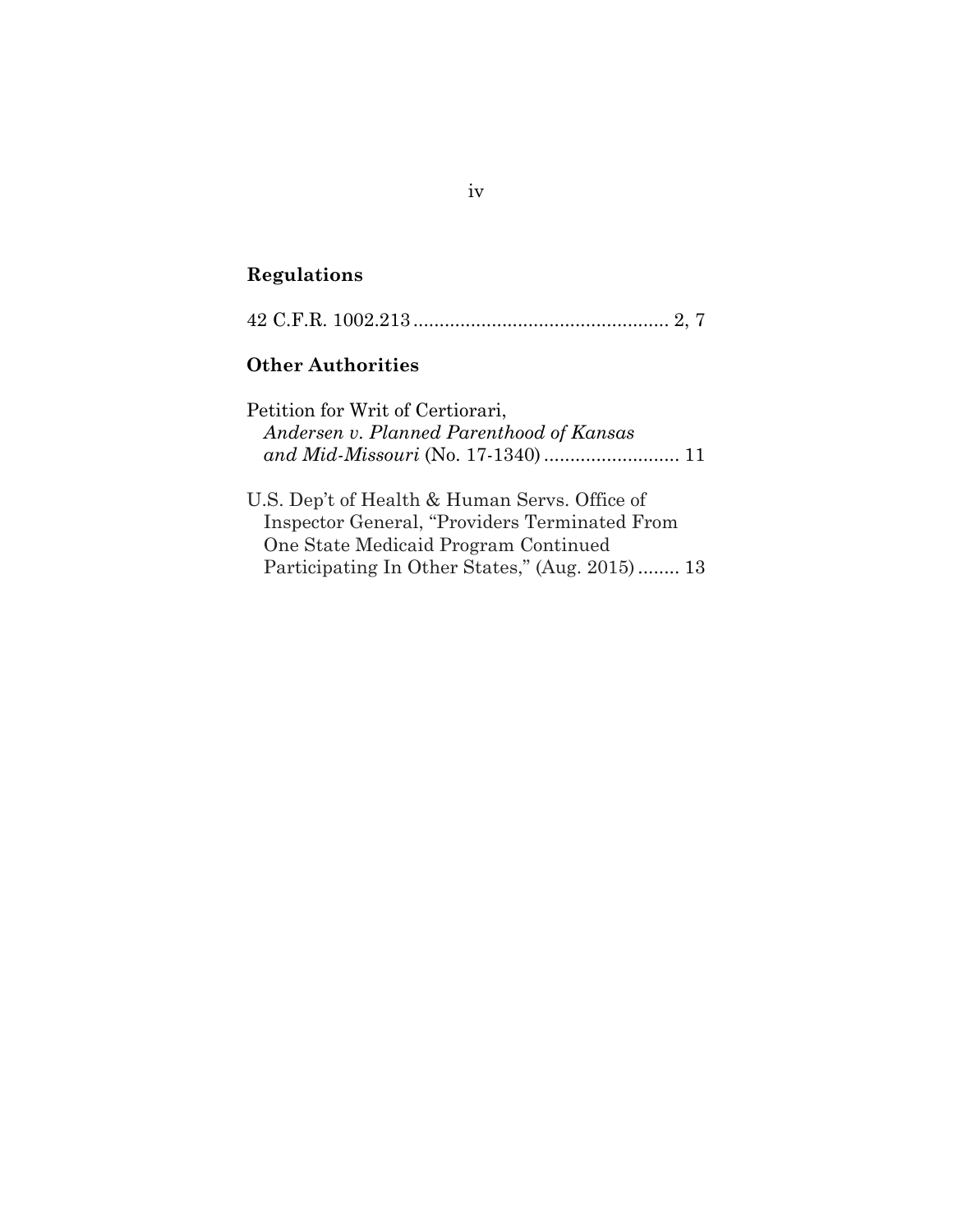## Regulations

42 C.F.R. 1002.213 ................................................ 2, 7

## Other Authorities

Petition for Writ of Certiorari, *Andersen v. Planned Parenthood of Kansas and Mid-Missouri* (No. 17-1340) .......................... 11

U.S. Dep't of Health & Human Servs. Office of Inspector General, "Providers Terminated From One State Medicaid Program Continued Participating In Other States," (Aug. 2015) ........ 13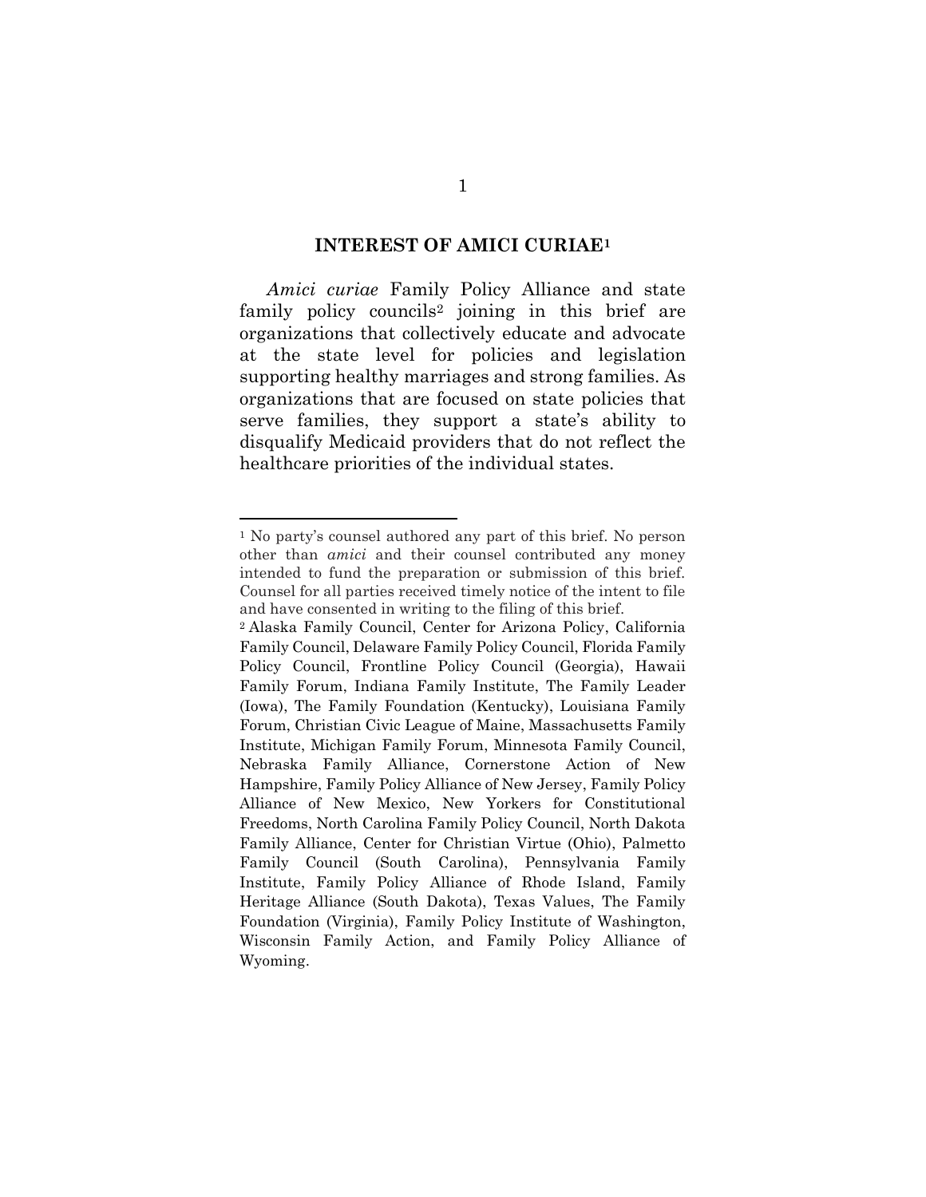## INTEREST OF AMICI CURIAE[1]

*Amici curiae* Family Policy Alliance and state family policy councils[2] joining in this brief are organizations that collectively educate and advocate at the state level for policies and legislation supporting healthy marriages and strong families. As organizations that are focused on state policies that serve families, they support a state's ability to disqualify Medicaid providers that do not reflect the healthcare priorities of the individual states.

---

[1] No party's counsel authored any part of this brief. No person other than *amici* and their counsel contributed any money intended to fund the preparation or submission of this brief. Counsel for all parties received timely notice of the intent to file and have consented in writing to the filing of this brief.

[2] Alaska Family Council, Center for Arizona Policy, California Family Council, Delaware Family Policy Council, Florida Family Policy Council, Frontline Policy Council (Georgia), Hawaii Family Forum, Indiana Family Institute, The Family Leader (Iowa), The Family Foundation (Kentucky), Louisiana Family Forum, Christian Civic League of Maine, Massachusetts Family Institute, Michigan Family Forum, Minnesota Family Council, Nebraska Family Alliance, Cornerstone Action of New Hampshire, Family Policy Alliance of New Jersey, Family Policy Alliance of New Mexico, New Yorkers for Constitutional Freedoms, North Carolina Family Policy Council, North Dakota Family Alliance, Center for Christian Virtue (Ohio), Palmetto Family Council (South Carolina), Pennsylvania Family Institute, Family Policy Alliance of Rhode Island, Family Heritage Alliance (South Dakota), Texas Values, The Family Foundation (Virginia), Family Policy Institute of Washington, Wisconsin Family Action, and Family Policy Alliance of Wyoming.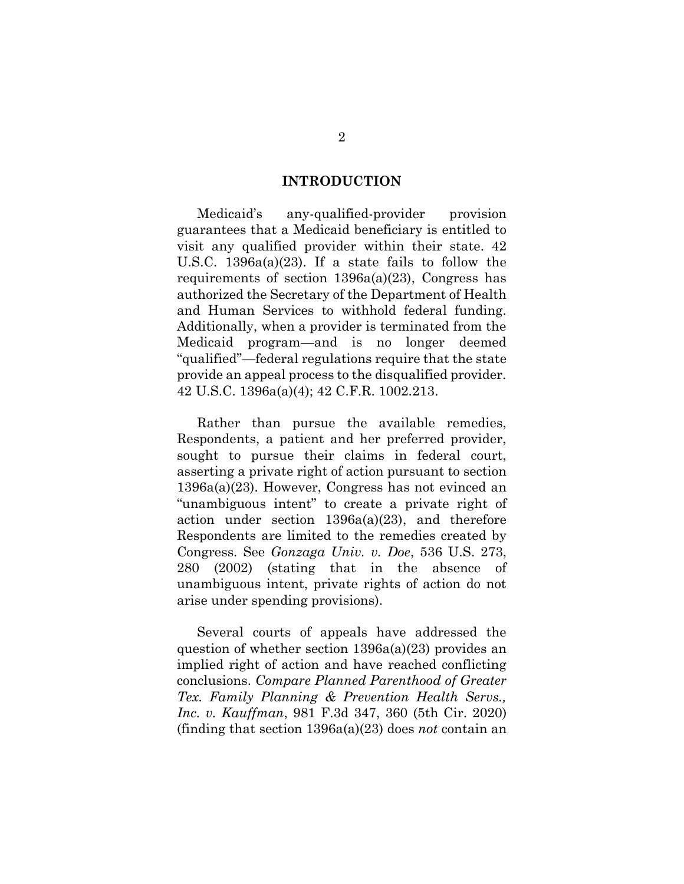## INTRODUCTION

Medicaid's any-qualified-provider provision guarantees that a Medicaid beneficiary is entitled to visit any qualified provider within their state. 42 U.S.C. 1396a(a)(23). If a state fails to follow the requirements of section 1396a(a)(23), Congress has authorized the Secretary of the Department of Health and Human Services to withhold federal funding. Additionally, when a provider is terminated from the Medicaid program—and is no longer deemed "qualified"—federal regulations require that the state provide an appeal process to the disqualified provider. 42 U.S.C. 1396a(a)(4); 42 C.F.R. 1002.213.

Rather than pursue the available remedies, Respondents, a patient and her preferred provider, sought to pursue their claims in federal court, asserting a private right of action pursuant to section 1396a(a)(23). However, Congress has not evinced an "unambiguous intent" to create a private right of action under section 1396a(a)(23), and therefore Respondents are limited to the remedies created by Congress. See *Gonzaga Univ. v. Doe*, 536 U.S. 273, 280 (2002) (stating that in the absence of unambiguous intent, private rights of action do not arise under spending provisions).

Several courts of appeals have addressed the question of whether section 1396a(a)(23) provides an implied right of action and have reached conflicting conclusions. *Compare Planned Parenthood of Greater Tex. Family Planning & Prevention Health Servs., Inc. v. Kauffman*, 981 F.3d 347, 360 (5th Cir. 2020) (finding that section 1396a(a)(23) does *not* contain an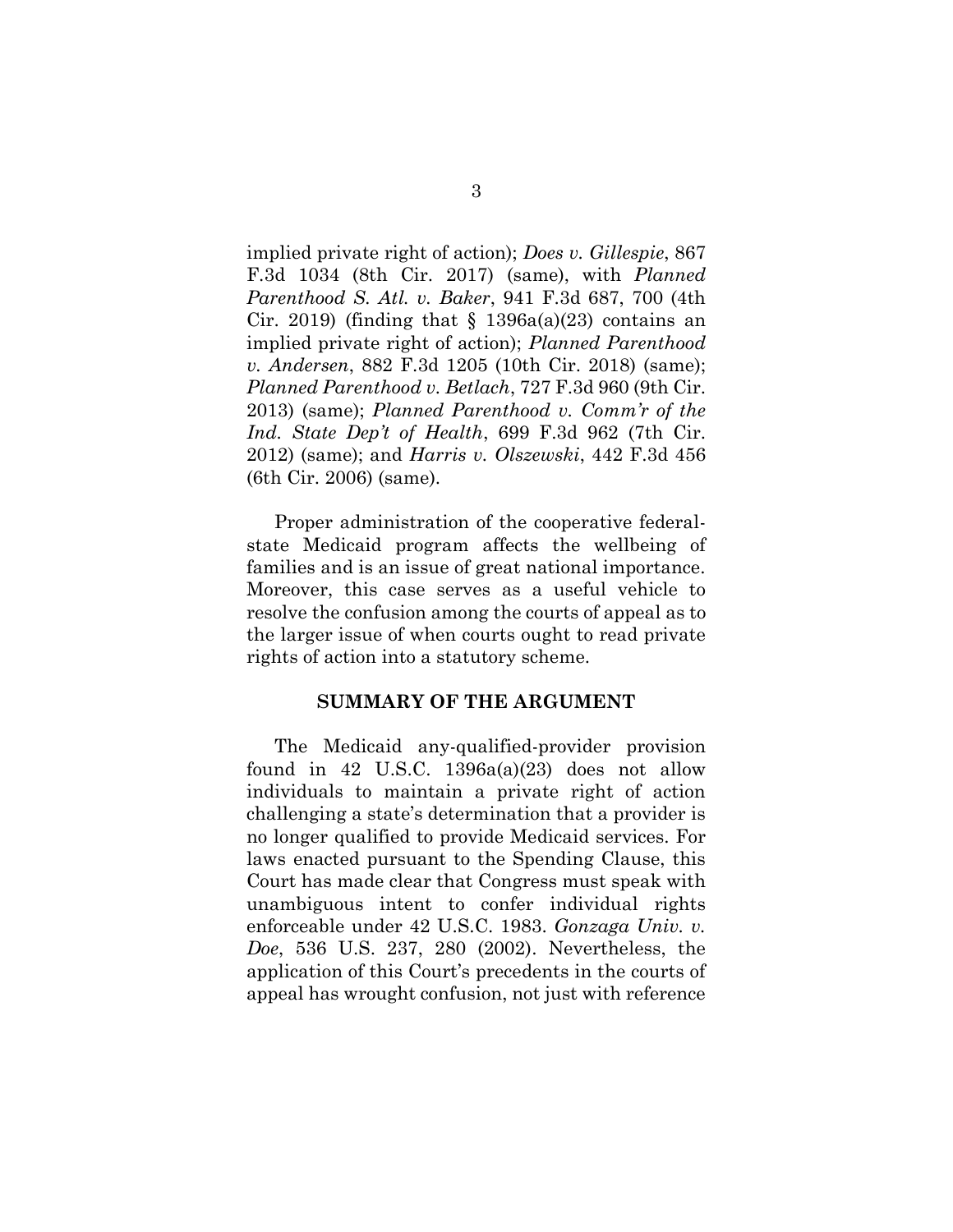implied private right of action); *Does v. Gillespie*, 867 F.3d 1034 (8th Cir. 2017) (same), with *Planned Parenthood S. Atl. v. Baker*, 941 F.3d 687, 700 (4th Cir. 2019) (finding that § 1396a(a)(23) contains an implied private right of action); *Planned Parenthood v. Andersen*, 882 F.3d 1205 (10th Cir. 2018) (same); *Planned Parenthood v. Betlach*, 727 F.3d 960 (9th Cir. 2013) (same); *Planned Parenthood v. Comm'r of the Ind. State Dep't of Health*, 699 F.3d 962 (7th Cir. 2012) (same); and *Harris v. Olszewski*, 442 F.3d 456 (6th Cir. 2006) (same).

Proper administration of the cooperative federal-state Medicaid program affects the wellbeing of families and is an issue of great national importance. Moreover, this case serves as a useful vehicle to resolve the confusion among the courts of appeal as to the larger issue of when courts ought to read private rights of action into a statutory scheme.

## SUMMARY OF THE ARGUMENT

The Medicaid any-qualified-provider provision found in 42 U.S.C. 1396a(a)(23) does not allow individuals to maintain a private right of action challenging a state's determination that a provider is no longer qualified to provide Medicaid services. For laws enacted pursuant to the Spending Clause, this Court has made clear that Congress must speak with unambiguous intent to confer individual rights enforceable under 42 U.S.C. 1983. *Gonzaga Univ. v. Doe*, 536 U.S. 237, 280 (2002). Nevertheless, the application of this Court's precedents in the courts of appeal has wrought confusion, not just with reference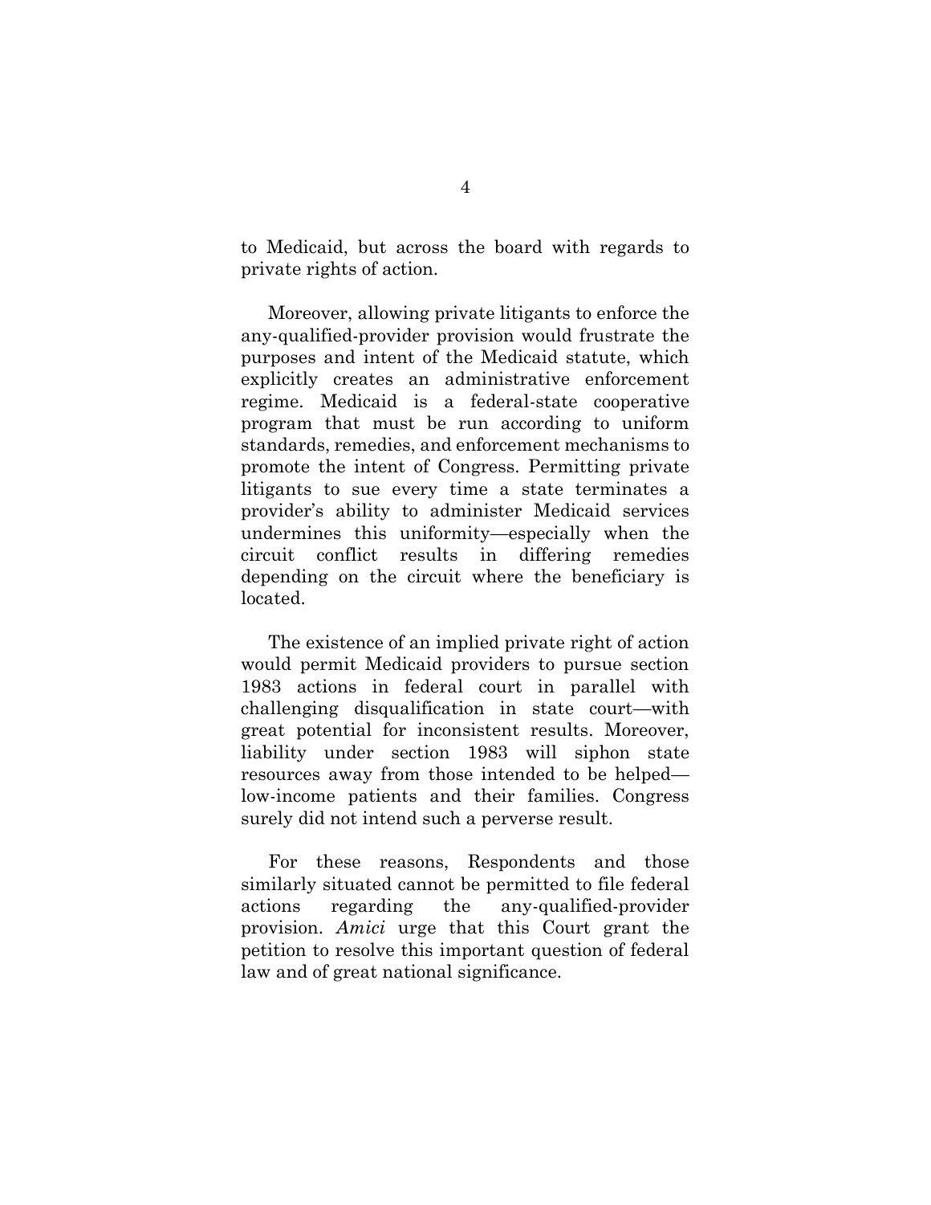to Medicaid, but across the board with regards to private rights of action.

Moreover, allowing private litigants to enforce the any-qualified-provider provision would frustrate the purposes and intent of the Medicaid statute, which explicitly creates an administrative enforcement regime. Medicaid is a federal-state cooperative program that must be run according to uniform standards, remedies, and enforcement mechanisms to promote the intent of Congress. Permitting private litigants to sue every time a state terminates a provider's ability to administer Medicaid services undermines this uniformity—especially when the circuit conflict results in differing remedies depending on the circuit where the beneficiary is located.

The existence of an implied private right of action would permit Medicaid providers to pursue section 1983 actions in federal court in parallel with challenging disqualification in state court—with great potential for inconsistent results. Moreover, liability under section 1983 will siphon state resources away from those intended to be helped—low-income patients and their families. Congress surely did not intend such a perverse result.

For these reasons, Respondents and those similarly situated cannot be permitted to file federal actions regarding the any-qualified-provider provision. *Amici* urge that this Court grant the petition to resolve this important question of federal law and of great national significance.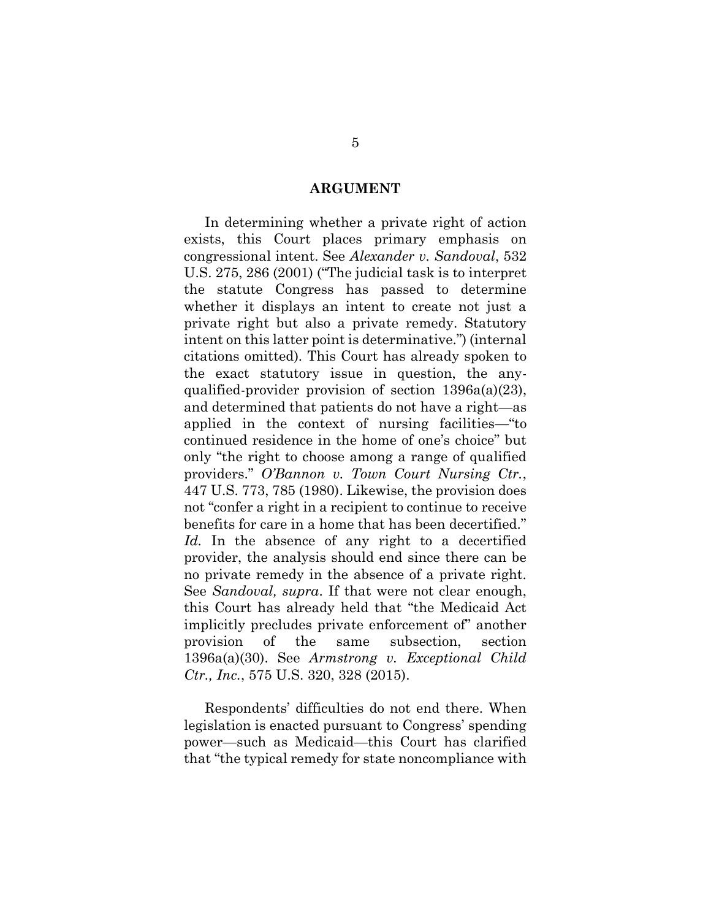## ARGUMENT

In determining whether a private right of action exists, this Court places primary emphasis on congressional intent. See *Alexander v. Sandoval*, 532 U.S. 275, 286 (2001) ("The judicial task is to interpret the statute Congress has passed to determine whether it displays an intent to create not just a private right but also a private remedy. Statutory intent on this latter point is determinative.") (internal citations omitted). This Court has already spoken to the exact statutory issue in question, the any-qualified-provider provision of section 1396a(a)(23), and determined that patients do not have a right—as applied in the context of nursing facilities—"to continued residence in the home of one's choice" but only "the right to choose among a range of qualified providers." *O'Bannon v. Town Court Nursing Ctr.*, 447 U.S. 773, 785 (1980). Likewise, the provision does not "confer a right in a recipient to continue to receive benefits for care in a home that has been decertified." *Id.* In the absence of any right to a decertified provider, the analysis should end since there can be no private remedy in the absence of a private right. See *Sandoval, supra*. If that were not clear enough, this Court has already held that "the Medicaid Act implicitly precludes private enforcement of" another provision of the same subsection, section 1396a(a)(30). See *Armstrong v. Exceptional Child Ctr., Inc.*, 575 U.S. 320, 328 (2015).

Respondents' difficulties do not end there. When legislation is enacted pursuant to Congress' spending power—such as Medicaid—this Court has clarified that "the typical remedy for state noncompliance with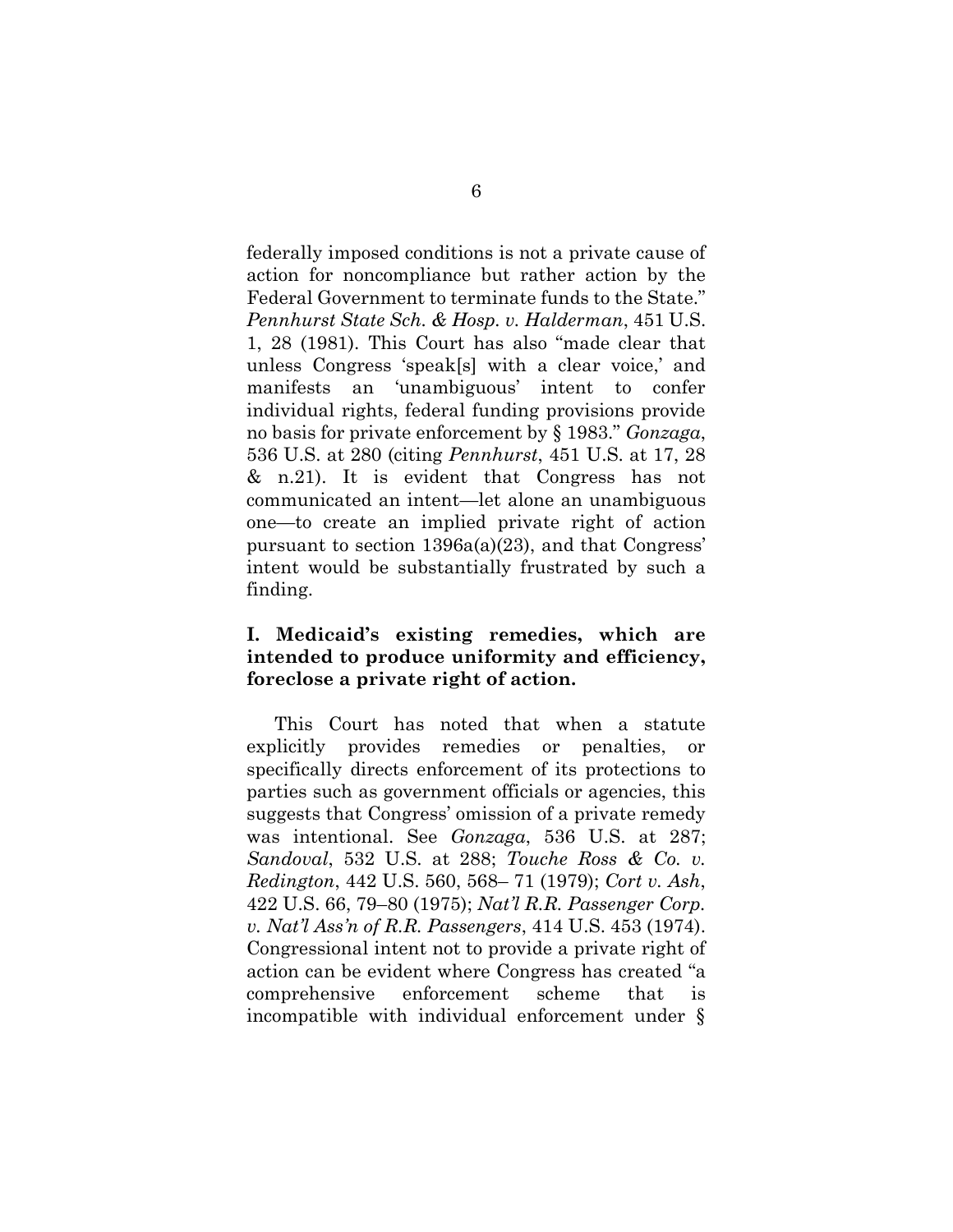federally imposed conditions is not a private cause of action for noncompliance but rather action by the Federal Government to terminate funds to the State." *Pennhurst State Sch. & Hosp. v. Halderman*, 451 U.S. 1, 28 (1981). This Court has also "made clear that unless Congress 'speak[s] with a clear voice,' and manifests an 'unambiguous' intent to confer individual rights, federal funding provisions provide no basis for private enforcement by § 1983." *Gonzaga*, 536 U.S. at 280 (citing *Pennhurst*, 451 U.S. at 17, 28 & n.21). It is evident that Congress has not communicated an intent—let alone an unambiguous one—to create an implied private right of action pursuant to section 1396a(a)(23), and that Congress' intent would be substantially frustrated by such a finding.

## I. Medicaid's existing remedies, which are intended to produce uniformity and efficiency, foreclose a private right of action.

This Court has noted that when a statute explicitly provides remedies or penalties, or specifically directs enforcement of its protections to parties such as government officials or agencies, this suggests that Congress' omission of a private remedy was intentional. See *Gonzaga*, 536 U.S. at 287; *Sandoval*, 532 U.S. at 288; *Touche Ross & Co. v. Redington*, 442 U.S. 560, 568– 71 (1979); *Cort v. Ash*, 422 U.S. 66, 79–80 (1975); *Nat'l R.R. Passenger Corp. v. Nat'l Ass'n of R.R. Passengers*, 414 U.S. 453 (1974). Congressional intent not to provide a private right of action can be evident where Congress has created "a comprehensive enforcement scheme that is incompatible with individual enforcement under §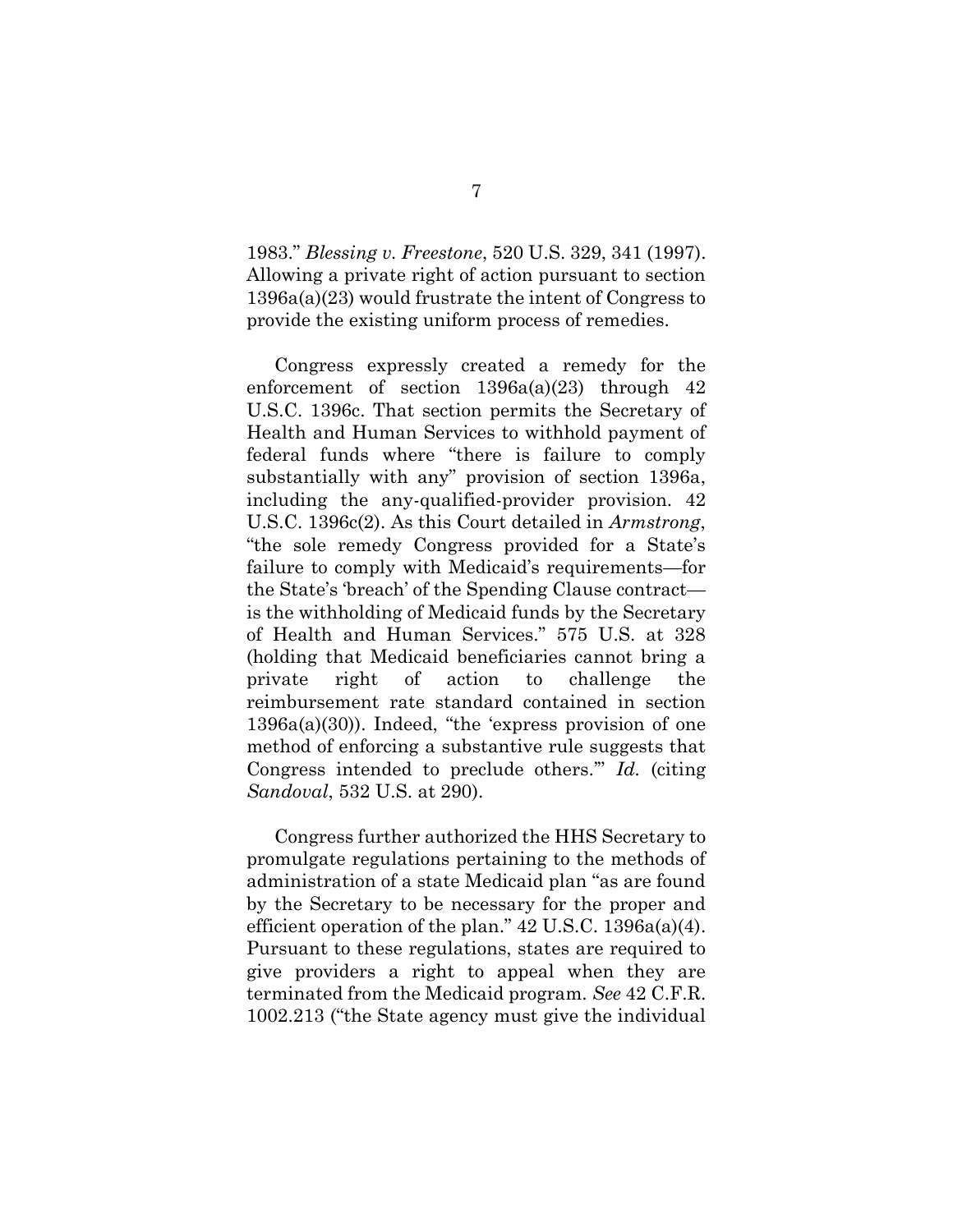1983." *Blessing v. Freestone*, 520 U.S. 329, 341 (1997). Allowing a private right of action pursuant to section 1396a(a)(23) would frustrate the intent of Congress to provide the existing uniform process of remedies.

Congress expressly created a remedy for the enforcement of section 1396a(a)(23) through 42 U.S.C. 1396c. That section permits the Secretary of Health and Human Services to withhold payment of federal funds where "there is failure to comply substantially with any" provision of section 1396a, including the any-qualified-provider provision. 42 U.S.C. 1396c(2). As this Court detailed in *Armstrong*, "the sole remedy Congress provided for a State's failure to comply with Medicaid's requirements—for the State's 'breach' of the Spending Clause contract—is the withholding of Medicaid funds by the Secretary of Health and Human Services." 575 U.S. at 328 (holding that Medicaid beneficiaries cannot bring a private right of action to challenge the reimbursement rate standard contained in section 1396a(a)(30)). Indeed, "the 'express provision of one method of enforcing a substantive rule suggests that Congress intended to preclude others.'" *Id.* (citing *Sandoval*, 532 U.S. at 290).

Congress further authorized the HHS Secretary to promulgate regulations pertaining to the methods of administration of a state Medicaid plan "as are found by the Secretary to be necessary for the proper and efficient operation of the plan." 42 U.S.C. 1396a(a)(4). Pursuant to these regulations, states are required to give providers a right to appeal when they are terminated from the Medicaid program. *See* 42 C.F.R. 1002.213 ("the State agency must give the individual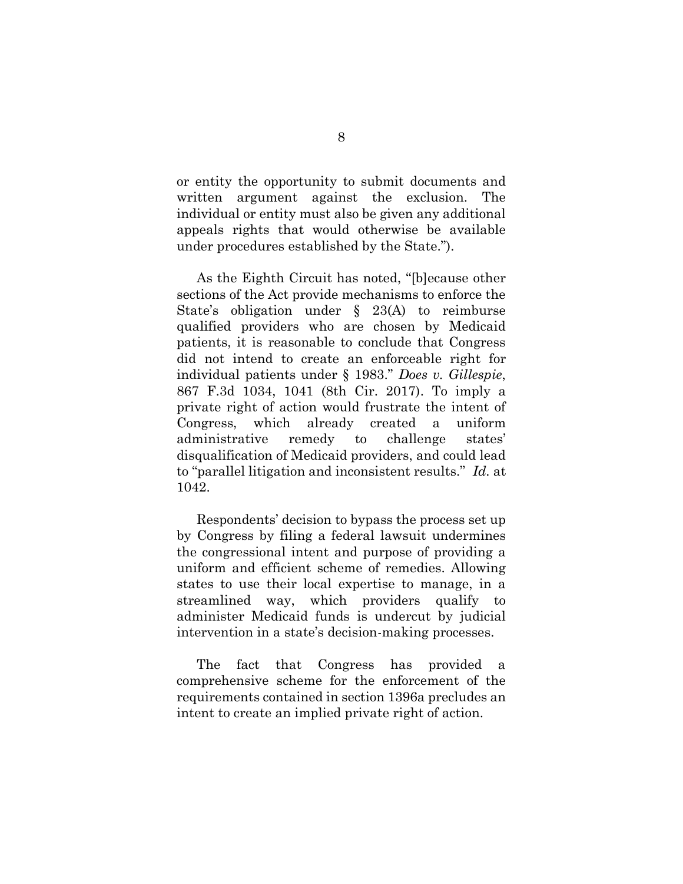or entity the opportunity to submit documents and written argument against the exclusion. The individual or entity must also be given any additional appeals rights that would otherwise be available under procedures established by the State.").

As the Eighth Circuit has noted, "[b]ecause other sections of the Act provide mechanisms to enforce the State's obligation under § 23(A) to reimburse qualified providers who are chosen by Medicaid patients, it is reasonable to conclude that Congress did not intend to create an enforceable right for individual patients under § 1983." *Does v. Gillespie*, 867 F.3d 1034, 1041 (8th Cir. 2017). To imply a private right of action would frustrate the intent of Congress, which already created a uniform administrative remedy to challenge states' disqualification of Medicaid providers, and could lead to "parallel litigation and inconsistent results." *Id.* at 1042.

Respondents' decision to bypass the process set up by Congress by filing a federal lawsuit undermines the congressional intent and purpose of providing a uniform and efficient scheme of remedies. Allowing states to use their local expertise to manage, in a streamlined way, which providers qualify to administer Medicaid funds is undercut by judicial intervention in a state's decision-making processes.

The fact that Congress has provided a comprehensive scheme for the enforcement of the requirements contained in section 1396a precludes an intent to create an implied private right of action.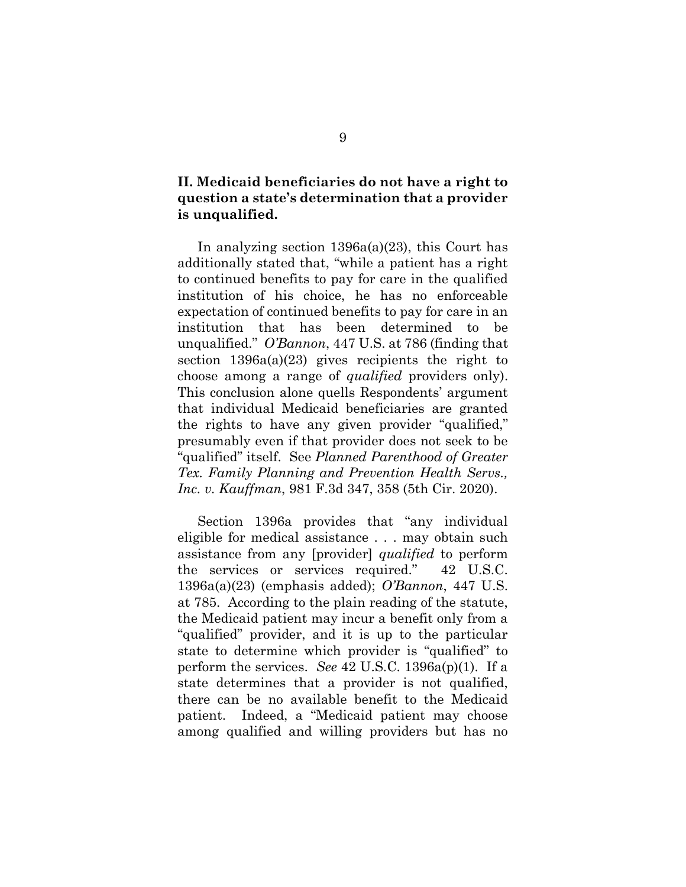## II. Medicaid beneficiaries do not have a right to question a state's determination that a provider is unqualified.

In analyzing section 1396a(a)(23), this Court has additionally stated that, "while a patient has a right to continued benefits to pay for care in the qualified institution of his choice, he has no enforceable expectation of continued benefits to pay for care in an institution that has been determined to be unqualified." *O'Bannon*, 447 U.S. at 786 (finding that section 1396a(a)(23) gives recipients the right to choose among a range of *qualified* providers only). This conclusion alone quells Respondents' argument that individual Medicaid beneficiaries are granted the rights to have any given provider "qualified," presumably even if that provider does not seek to be "qualified" itself. See *Planned Parenthood of Greater Tex. Family Planning and Prevention Health Servs., Inc. v. Kauffman*, 981 F.3d 347, 358 (5th Cir. 2020).

Section 1396a provides that "any individual eligible for medical assistance . . . may obtain such assistance from any [provider] *qualified* to perform the services or services required." 42 U.S.C. 1396a(a)(23) (emphasis added); *O'Bannon*, 447 U.S. at 785. According to the plain reading of the statute, the Medicaid patient may incur a benefit only from a "qualified" provider, and it is up to the particular state to determine which provider is "qualified" to perform the services. *See* 42 U.S.C. 1396a(p)(1). If a state determines that a provider is not qualified, there can be no available benefit to the Medicaid patient. Indeed, a "Medicaid patient may choose among qualified and willing providers but has no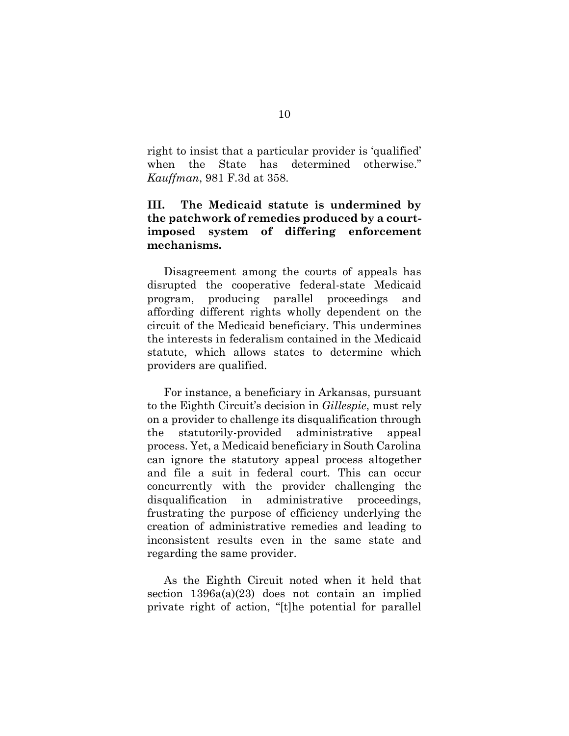right to insist that a particular provider is 'qualified' when the State has determined otherwise." *Kauffman*, 981 F.3d at 358.

### III. The Medicaid statute is undermined by the patchwork of remedies produced by a court-imposed system of differing enforcement mechanisms.

Disagreement among the courts of appeals has disrupted the cooperative federal-state Medicaid program, producing parallel proceedings and affording different rights wholly dependent on the circuit of the Medicaid beneficiary. This undermines the interests in federalism contained in the Medicaid statute, which allows states to determine which providers are qualified.

For instance, a beneficiary in Arkansas, pursuant to the Eighth Circuit's decision in *Gillespie*, must rely on a provider to challenge its disqualification through the statutorily-provided administrative appeal process. Yet, a Medicaid beneficiary in South Carolina can ignore the statutory appeal process altogether and file a suit in federal court. This can occur concurrently with the provider challenging the disqualification in administrative proceedings, frustrating the purpose of efficiency underlying the creation of administrative remedies and leading to inconsistent results even in the same state and regarding the same provider.

As the Eighth Circuit noted when it held that section 1396a(a)(23) does not contain an implied private right of action, "[t]he potential for parallel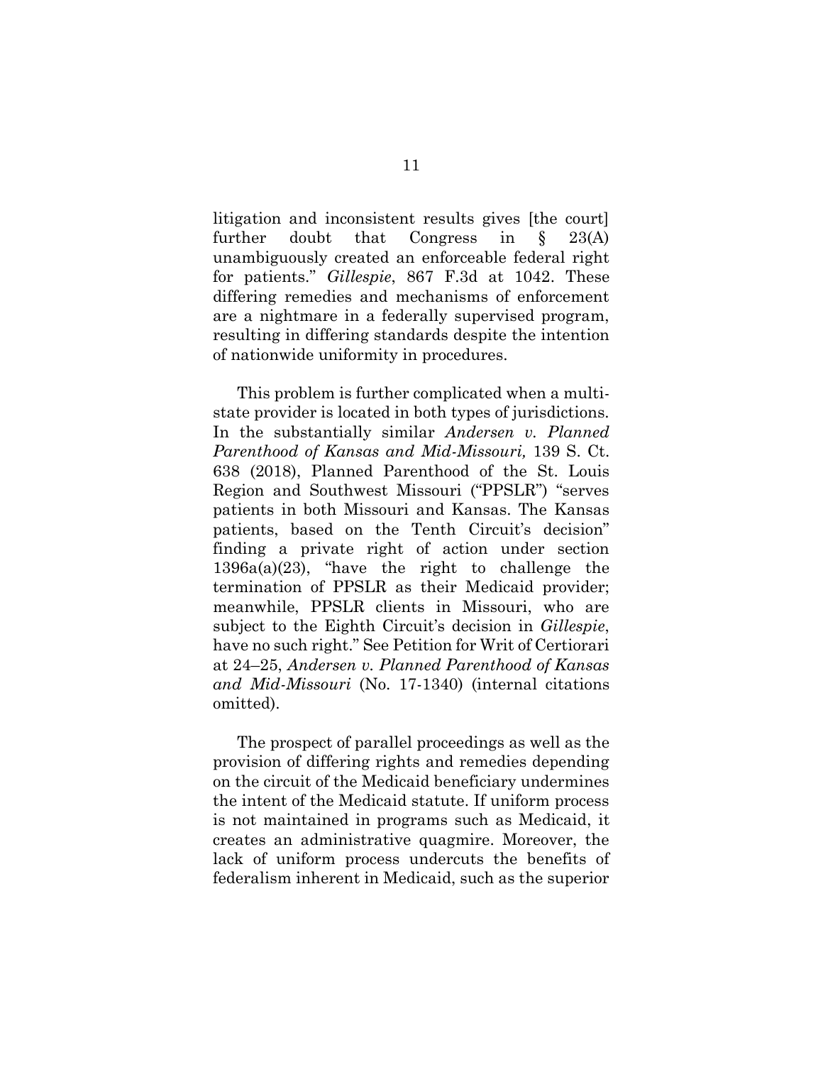litigation and inconsistent results gives [the court] further doubt that Congress in § 23(A) unambiguously created an enforceable federal right for patients." *Gillespie*, 867 F.3d at 1042. These differing remedies and mechanisms of enforcement are a nightmare in a federally supervised program, resulting in differing standards despite the intention of nationwide uniformity in procedures.

This problem is further complicated when a multi-state provider is located in both types of jurisdictions. In the substantially similar *Andersen v. Planned Parenthood of Kansas and Mid-Missouri,* 139 S. Ct. 638 (2018), Planned Parenthood of the St. Louis Region and Southwest Missouri ("PPSLR") "serves patients in both Missouri and Kansas. The Kansas patients, based on the Tenth Circuit's decision" finding a private right of action under section 1396a(a)(23), "have the right to challenge the termination of PPSLR as their Medicaid provider; meanwhile, PPSLR clients in Missouri, who are subject to the Eighth Circuit's decision in *Gillespie*, have no such right." See Petition for Writ of Certiorari at 24–25, *Andersen v. Planned Parenthood of Kansas and Mid-Missouri* (No. 17-1340) (internal citations omitted).

The prospect of parallel proceedings as well as the provision of differing rights and remedies depending on the circuit of the Medicaid beneficiary undermines the intent of the Medicaid statute. If uniform process is not maintained in programs such as Medicaid, it creates an administrative quagmire. Moreover, the lack of uniform process undercuts the benefits of federalism inherent in Medicaid, such as the superior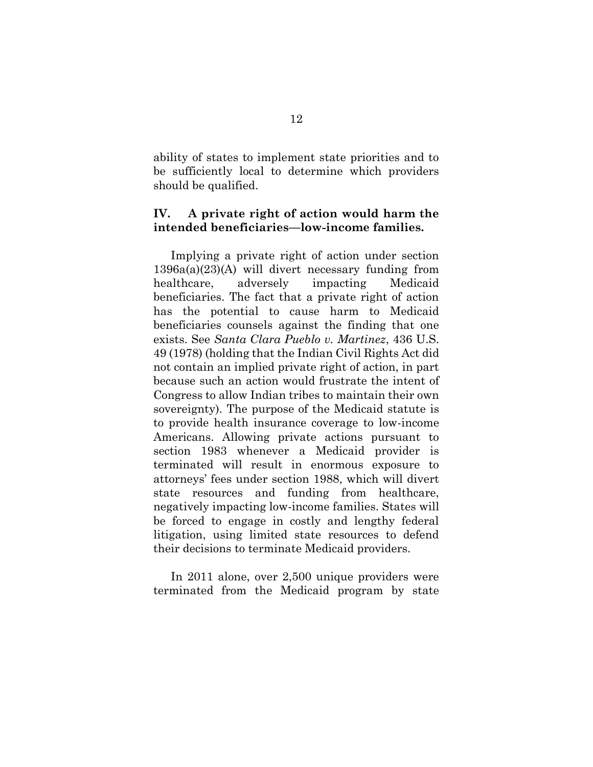ability of states to implement state priorities and to be sufficiently local to determine which providers should be qualified.

## IV. A private right of action would harm the intended beneficiaries—low-income families.

Implying a private right of action under section 1396a(a)(23)(A) will divert necessary funding from healthcare, adversely impacting Medicaid beneficiaries. The fact that a private right of action has the potential to cause harm to Medicaid beneficiaries counsels against the finding that one exists. See *Santa Clara Pueblo v. Martinez*, 436 U.S. 49 (1978) (holding that the Indian Civil Rights Act did not contain an implied private right of action, in part because such an action would frustrate the intent of Congress to allow Indian tribes to maintain their own sovereignty). The purpose of the Medicaid statute is to provide health insurance coverage to low-income Americans. Allowing private actions pursuant to section 1983 whenever a Medicaid provider is terminated will result in enormous exposure to attorneys' fees under section 1988, which will divert state resources and funding from healthcare, negatively impacting low-income families. States will be forced to engage in costly and lengthy federal litigation, using limited state resources to defend their decisions to terminate Medicaid providers.

In 2011 alone, over 2,500 unique providers were terminated from the Medicaid program by state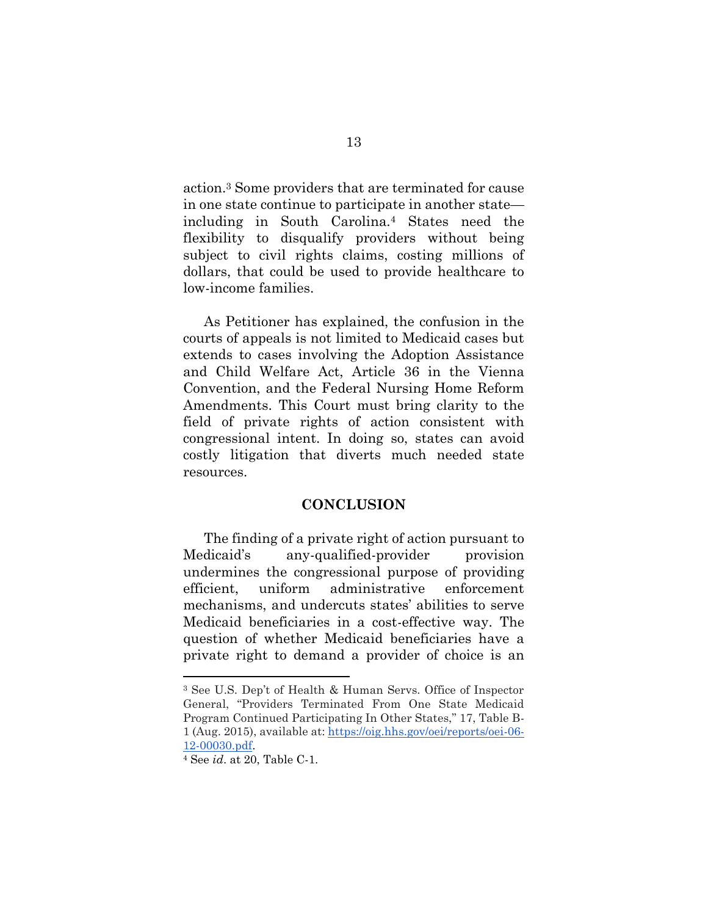action.[3] Some providers that are terminated for cause in one state continue to participate in another state—including in South Carolina.[4] States need the flexibility to disqualify providers without being subject to civil rights claims, costing millions of dollars, that could be used to provide healthcare to low-income families.

As Petitioner has explained, the confusion in the courts of appeals is not limited to Medicaid cases but extends to cases involving the Adoption Assistance and Child Welfare Act, Article 36 in the Vienna Convention, and the Federal Nursing Home Reform Amendments. This Court must bring clarity to the field of private rights of action consistent with congressional intent. In doing so, states can avoid costly litigation that diverts much needed state resources.

## CONCLUSION

The finding of a private right of action pursuant to Medicaid's any-qualified-provider provision undermines the congressional purpose of providing efficient, uniform administrative enforcement mechanisms, and undercuts states' abilities to serve Medicaid beneficiaries in a cost-effective way. The question of whether Medicaid beneficiaries have a private right to demand a provider of choice is an

---

[3] See U.S. Dep't of Health & Human Servs. Office of Inspector General, "Providers Terminated From One State Medicaid Program Continued Participating In Other States," 17, Table B-1 (Aug. 2015), available at: [https://oig.hhs.gov/oei/reports/oei-06-12-00030.pdf](https://oig.hhs.gov/oei/reports/oei-06-12-00030.pdf).

[4] See *id*. at 20, Table C-1.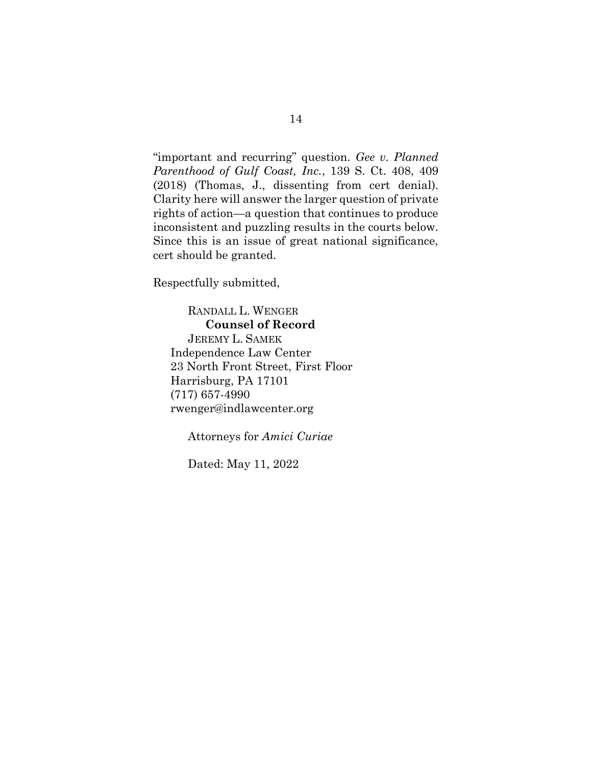"important and recurring" question. *Gee v. Planned Parenthood of Gulf Coast, Inc.*, 139 S. Ct. 408, 409 (2018) (Thomas, J., dissenting from cert denial). Clarity here will answer the larger question of private rights of action—a question that continues to produce inconsistent and puzzling results in the courts below. Since this is an issue of great national significance, cert should be granted.

Respectfully submitted,

RANDALL L. WENGER
**Counsel of Record**
JEREMY L. SAMEK
Independence Law Center
23 North Front Street, First Floor
Harrisburg, PA 17101
(717) 657-4990
rwenger@indlawcenter.org

Attorneys for *Amici Curiae*

Dated: May 11, 2022